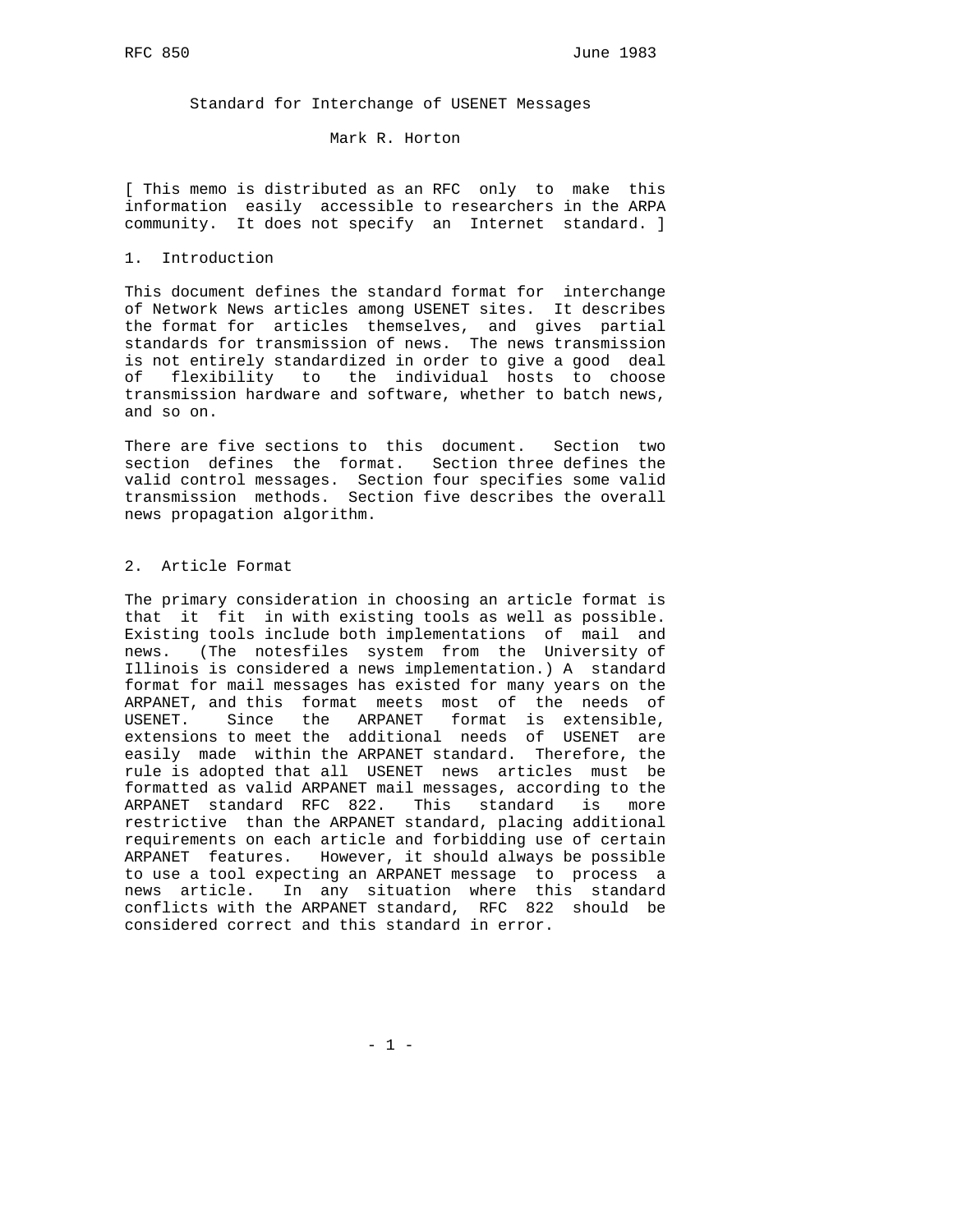# Standard for Interchange of USENET Messages

Mark R. Horton

[ This memo is distributed as an RFC only to make this information easily accessible to researchers in the ARPA community. It does not specify an Internet standard. ]

## 1. Introduction

This document defines the standard format for interchange of Network News articles among USENET sites. It describes the format for articles themselves, and gives partial standards for transmission of news. The news transmission is not entirely standardized in order to give a good deal of flexibility to the individual hosts to choose transmission hardware and software, whether to batch news, and so on.

There are five sections to this document. Section two section defines the format. Section three defines the valid control messages. Section four specifies some valid transmission methods. Section five describes the overall news propagation algorithm.

## 2. Article Format

The primary consideration in choosing an article format is that it fit in with existing tools as well as possible. Existing tools include both implementations of mail and news. (The notesfiles system from the University of Illinois is considered a news implementation.) A standard format for mail messages has existed for many years on the ARPANET, and this format meets most of the needs of USENET. Since the ARPANET format is extensible, extensions to meet the additional needs of USENET are easily made within the ARPANET standard. Therefore, the rule is adopted that all USENET news articles must be formatted as valid ARPANET mail messages, according to the ARPANET standard RFC 822. This standard is more restrictive than the ARPANET standard, placing additional requirements on each article and forbidding use of certain ARPANET features. However, it should always be possible to use a tool expecting an ARPANET message to process a news article. In any situation where this standard conflicts with the ARPANET standard, RFC 822 should be considered correct and this standard in error.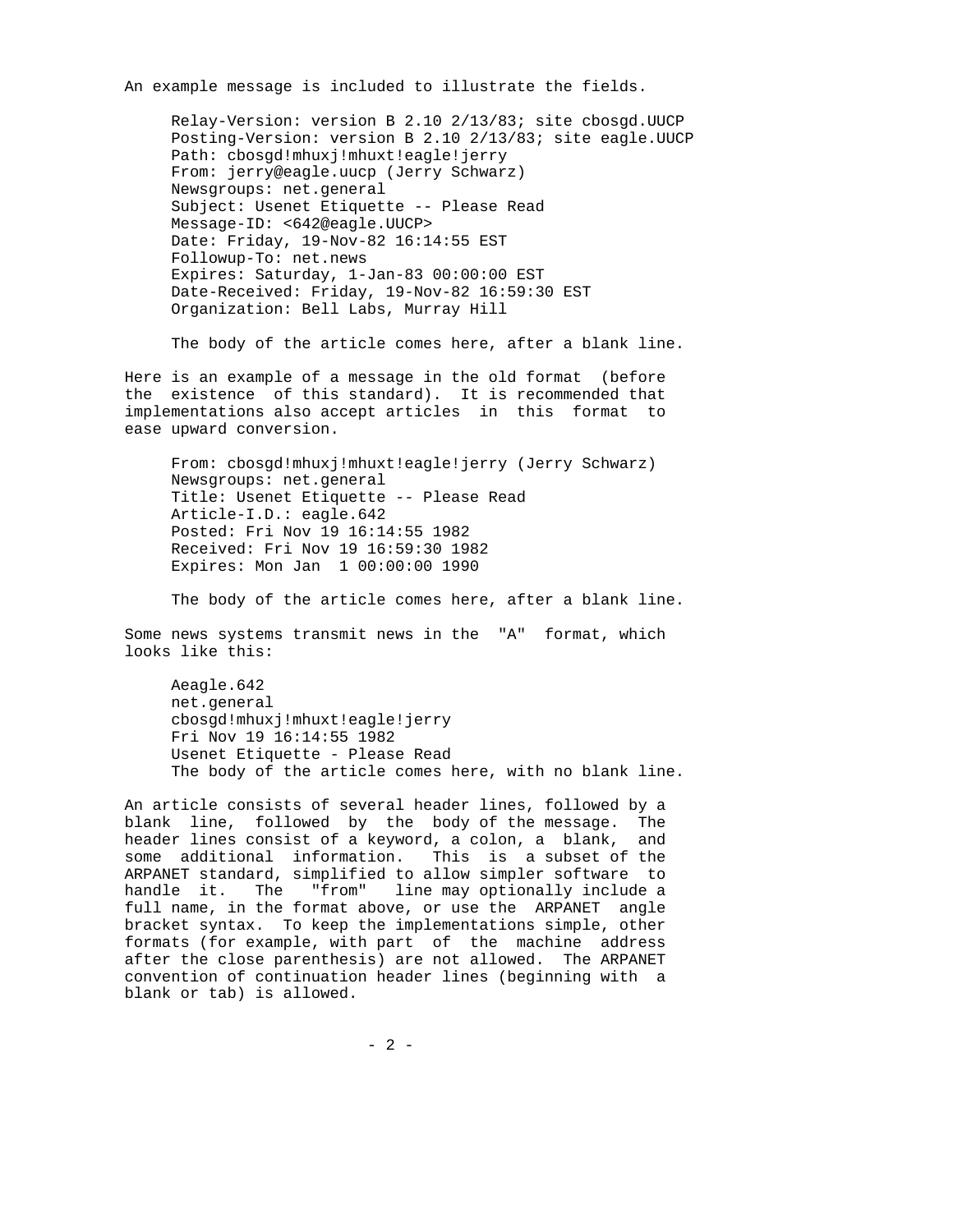An example message is included to illustrate the fields.

```
Relay-Version: version B 2.10 2/13/83; site cbosgd.UUCP
Posting-Version: version B 2.10 2/13/83; site eagle.UUCP
Path: cbosgd!mhuxj!mhuxt!eagle!jerry
From: jerry@eagle.uucp (Jerry Schwarz)
Newsgroups: net.general
Subject: Usenet Etiquette -- Please Read
Message-ID: <642@eagle.UUCP>
Date: Friday, 19-Nov-82 16:14:55 EST
Followup-To: net.news
Expires: Saturday, 1-Jan-83 00:00:00 EST
Date-Received: Friday, 19-Nov-82 16:59:30 EST
Organization: Bell Labs, Murray Hill

The body of the article comes here, after a blank line.
```

Here is an example of a message in the old format (before the existence of this standard). It is recommended that implementations also accept articles in this format to ease upward conversion.

```
From: cbosgd!mhuxj!mhuxt!eagle!jerry (Jerry Schwarz)
Newsgroups: net.general
Title: Usenet Etiquette -- Please Read
Article-I.D.: eagle.642
Posted: Fri Nov 19 16:14:55 1982
Received: Fri Nov 19 16:59:30 1982
Expires: Mon Jan  1 00:00:00 1990

The body of the article comes here, after a blank line.
```

Some news systems transmit news in the "A" format, which looks like this:

```
Aeagle.642
net.general
cbosgd!mhuxj!mhuxt!eagle!jerry
Fri Nov 19 16:14:55 1982
Usenet Etiquette - Please Read
The body of the article comes here, with no blank line.
```

An article consists of several header lines, followed by a blank line, followed by the body of the message. The header lines consist of a keyword, a colon, a blank, and some additional information. This is a subset of the ARPANET standard, simplified to allow simpler software to handle it. The "from" line may optionally include a full name, in the format above, or use the ARPANET angle bracket syntax. To keep the implementations simple, other formats (for example, with part of the machine address after the close parenthesis) are not allowed. The ARPANET convention of continuation header lines (beginning with a blank or tab) is allowed.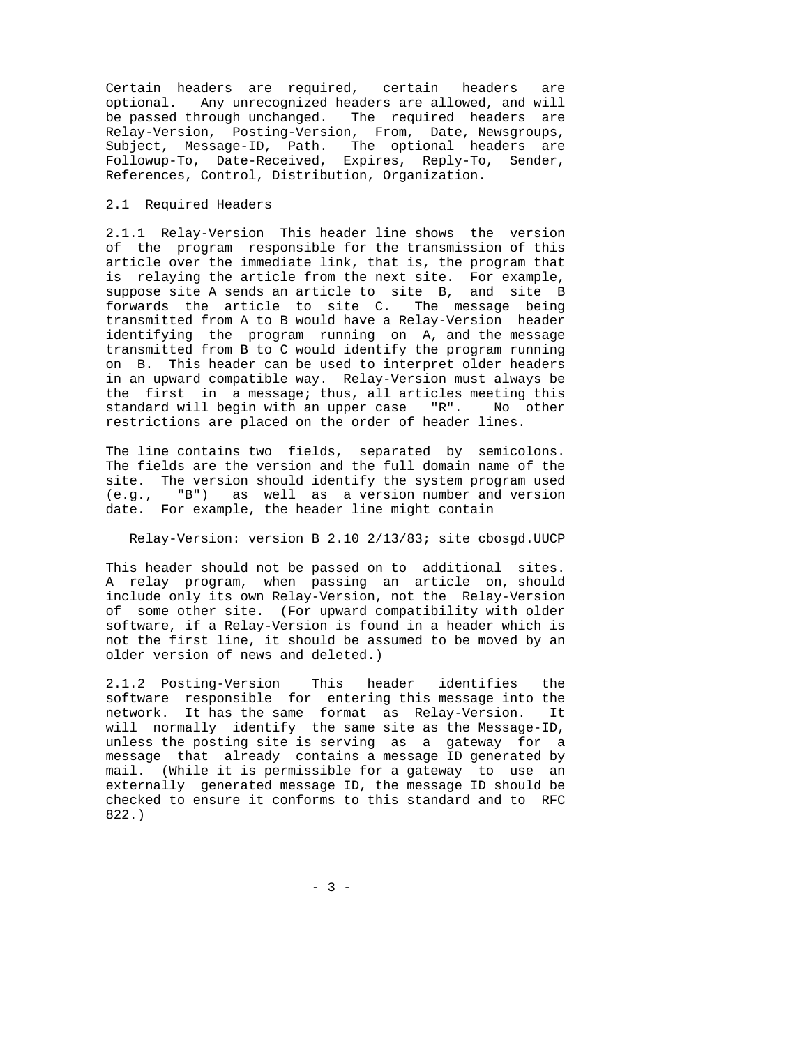Certain headers are required, certain headers are optional. Any unrecognized headers are allowed, and will be passed through unchanged. The required headers are Relay-Version, Posting-Version, From, Date, Newsgroups, Subject, Message-ID, Path. The optional headers are Followup-To, Date-Received, Expires, Reply-To, Sender, References, Control, Distribution, Organization.

## 2.1 Required Headers

2.1.1 Relay-Version This header line shows the version of the program responsible for the transmission of this article over the immediate link, that is, the program that is relaying the article from the next site. For example, suppose site A sends an article to site B, and site B forwards the article to site C. The message being transmitted from A to B would have a Relay-Version header identifying the program running on A, and the message transmitted from B to C would identify the program running on B. This header can be used to interpret older headers in an upward compatible way. Relay-Version must always be the first in a message; thus, all articles meeting this standard will begin with an upper case "R". No other restrictions are placed on the order of header lines.

The line contains two fields, separated by semicolons. The fields are the version and the full domain name of the site. The version should identify the system program used (e.g., "B") as well as a version number and version date. For example, the header line might contain

```
Relay-Version: version B 2.10 2/13/83; site cbosgd.UUCP
```

This header should not be passed on to additional sites. A relay program, when passing an article on, should include only its own Relay-Version, not the Relay-Version of some other site. (For upward compatibility with older software, if a Relay-Version is found in a header which is not the first line, it should be assumed to be moved by an older version of news and deleted.)

2.1.2 Posting-Version This header identifies the software responsible for entering this message into the network. It has the same format as Relay-Version. It will normally identify the same site as the Message-ID, unless the posting site is serving as a gateway for a message that already contains a message ID generated by mail. (While it is permissible for a gateway to use an externally generated message ID, the message ID should be checked to ensure it conforms to this standard and to RFC 822.)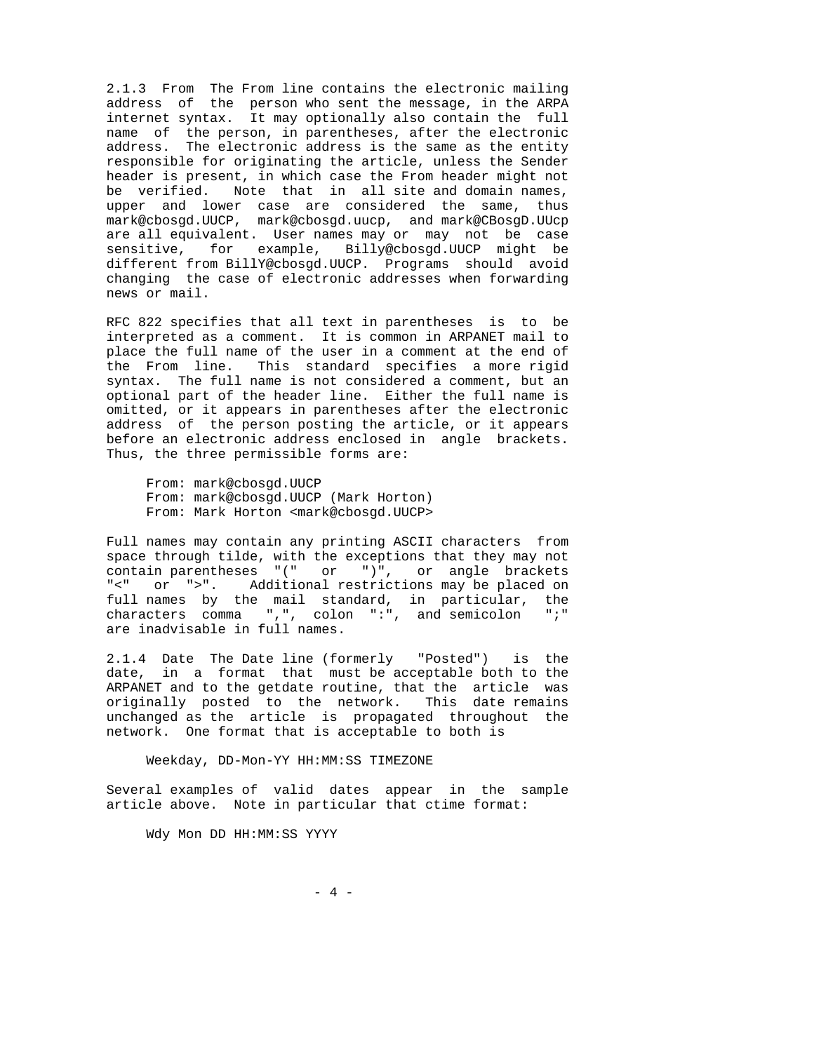2.1.3 From The From line contains the electronic mailing address of the person who sent the message, in the ARPA internet syntax. It may optionally also contain the full name of the person, in parentheses, after the electronic address. The electronic address is the same as the entity responsible for originating the article, unless the Sender header is present, in which case the From header might not be verified. Note that in all site and domain names, upper and lower case are considered the same, thus mark@cbosgd.UUCP, mark@cbosgd.uucp, and mark@CBosgD.UUcp are all equivalent. User names may or may not be case sensitive, for example, Billy@cbosgd.UUCP might be different from BillY@cbosgd.UUCP. Programs should avoid changing the case of electronic addresses when forwarding news or mail.

RFC 822 specifies that all text in parentheses is to be interpreted as a comment. It is common in ARPANET mail to place the full name of the user in a comment at the end of the From line. This standard specifies a more rigid syntax. The full name is not considered a comment, but an optional part of the header line. Either the full name is omitted, or it appears in parentheses after the electronic address of the person posting the article, or it appears before an electronic address enclosed in angle brackets. Thus, the three permissible forms are:

```
From: mark@cbosgd.UUCP
From: mark@cbosgd.UUCP (Mark Horton)
From: Mark Horton <mark@cbosgd.UUCP>
```

Full names may contain any printing ASCII characters from space through tilde, with the exceptions that they may not contain parentheses "(" or ")", or angle brackets "<" or ">". Additional restrictions may be placed on full names by the mail standard, in particular, the characters comma ",", colon ":", and semicolon ";" are inadvisable in full names.

2.1.4 Date The Date line (formerly "Posted") is the date, in a format that must be acceptable both to the ARPANET and to the getdate routine, that the article was originally posted to the network. This date remains unchanged as the article is propagated throughout the network. One format that is acceptable to both is

```
Weekday, DD-Mon-YY HH:MM:SS TIMEZONE
```

Several examples of valid dates appear in the sample article above. Note in particular that ctime format:

```
Wdy Mon DD HH:MM:SS YYYY
```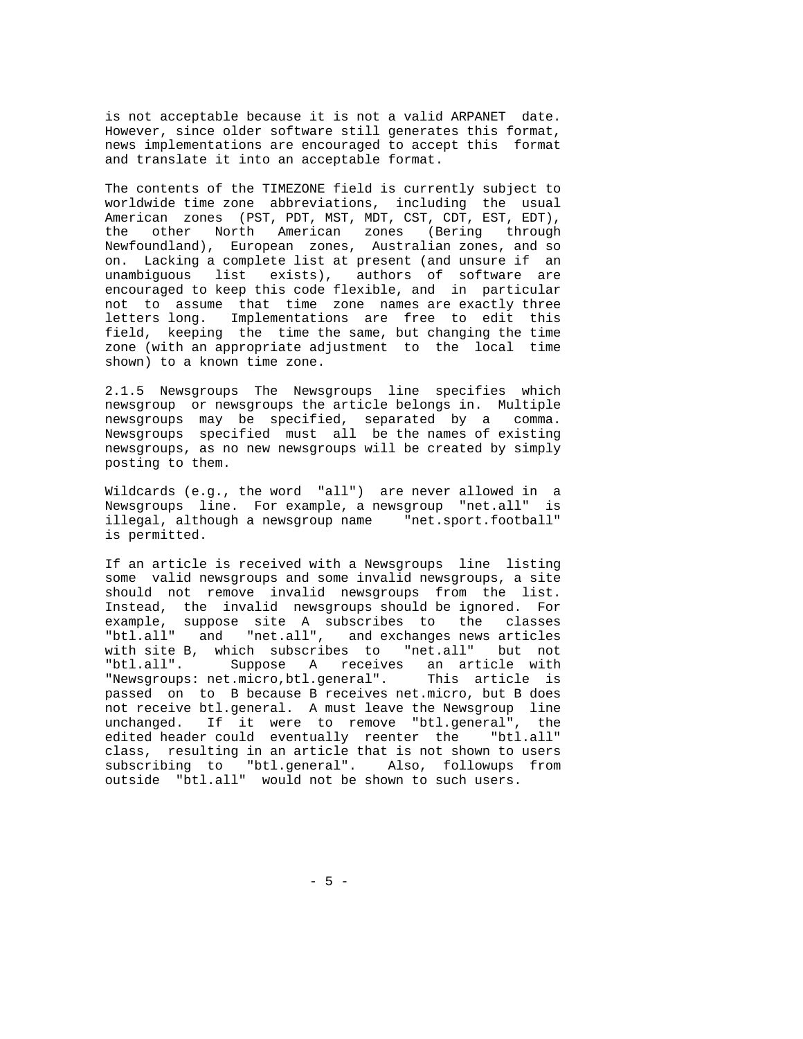is not acceptable because it is not a valid ARPANET date. However, since older software still generates this format, news implementations are encouraged to accept this format and translate it into an acceptable format.

The contents of the TIMEZONE field is currently subject to worldwide time zone abbreviations, including the usual American zones (PST, PDT, MST, MDT, CST, CDT, EST, EDT), the other North American zones (Bering through Newfoundland), European zones, Australian zones, and so on. Lacking a complete list at present (and unsure if an unambiguous list exists), authors of software are encouraged to keep this code flexible, and in particular not to assume that time zone names are exactly three letters long. Implementations are free to edit this field, keeping the time the same, but changing the time zone (with an appropriate adjustment to the local time shown) to a known time zone.

2.1.5 Newsgroups The Newsgroups line specifies which newsgroup or newsgroups the article belongs in. Multiple newsgroups may be specified, separated by a comma. Newsgroups specified must all be the names of existing newsgroups, as no new newsgroups will be created by simply posting to them.

Wildcards (e.g., the word "all") are never allowed in a Newsgroups line. For example, a newsgroup "net.all" is illegal, although a newsgroup name "net.sport.football" is permitted.

If an article is received with a Newsgroups line listing some valid newsgroups and some invalid newsgroups, a site should not remove invalid newsgroups from the list. Instead, the invalid newsgroups should be ignored. For example, suppose site A subscribes to the classes "btl.all" and "net.all", and exchanges news articles with site B, which subscribes to "net.all" but not "btl.all". Suppose A receives an article with "Newsgroups: net.micro,btl.general". This article is passed on to B because B receives net.micro, but B does not receive btl.general. A must leave the Newsgroup line unchanged. If it were to remove "btl.general", the edited header could eventually reenter the "btl.all" class, resulting in an article that is not shown to users subscribing to "btl.general". Also, followups from outside "btl.all" would not be shown to such users.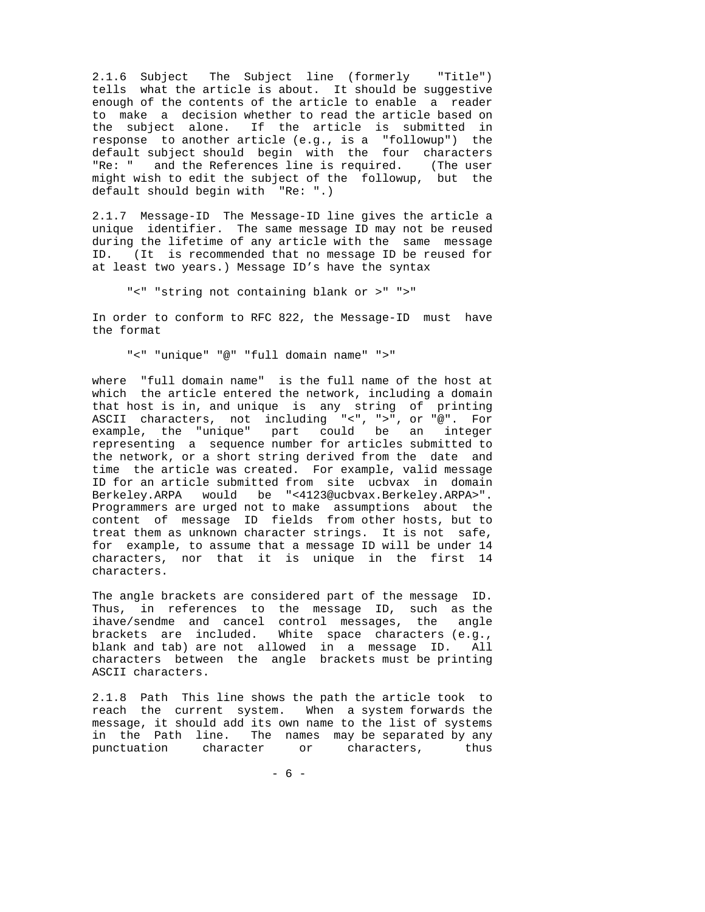2.1.6 Subject The Subject line (formerly "Title") tells what the article is about. It should be suggestive enough of the contents of the article to enable a reader to make a decision whether to read the article based on the subject alone. If the article is submitted in response to another article (e.g., is a "followup") the default subject should begin with the four characters "Re: " and the References line is required. (The user might wish to edit the subject of the followup, but the default should begin with "Re: ".)

2.1.7 Message-ID The Message-ID line gives the article a unique identifier. The same message ID may not be reused during the lifetime of any article with the same message ID. (It is recommended that no message ID be reused for at least two years.) Message ID's have the syntax

```
"<" "string not containing blank or >" ">"
```

In order to conform to RFC 822, the Message-ID must have the format

```
"<" "unique" "@" "full domain name" ">"
```

where "full domain name" is the full name of the host at which the article entered the network, including a domain that host is in, and unique is any string of printing ASCII characters, not including "<", ">", or "@". For example, the "unique" part could be an integer representing a sequence number for articles submitted to the network, or a short string derived from the date and time the article was created. For example, valid message ID for an article submitted from site ucbvax in domain Berkeley.ARPA would be "<4123@ucbvax.Berkeley.ARPA>". Programmers are urged not to make assumptions about the content of message ID fields from other hosts, but to treat them as unknown character strings. It is not safe, for example, to assume that a message ID will be under 14 characters, nor that it is unique in the first 14 characters.

The angle brackets are considered part of the message ID. Thus, in references to the message ID, such as the ihave/sendme and cancel control messages, the angle brackets are included. White space characters (e.g., blank and tab) are not allowed in a message ID. All characters between the angle brackets must be printing ASCII characters.

2.1.8 Path This line shows the path the article took to reach the current system. When a system forwards the message, it should add its own name to the list of systems in the Path line. The names may be separated by any punctuation character or characters, thus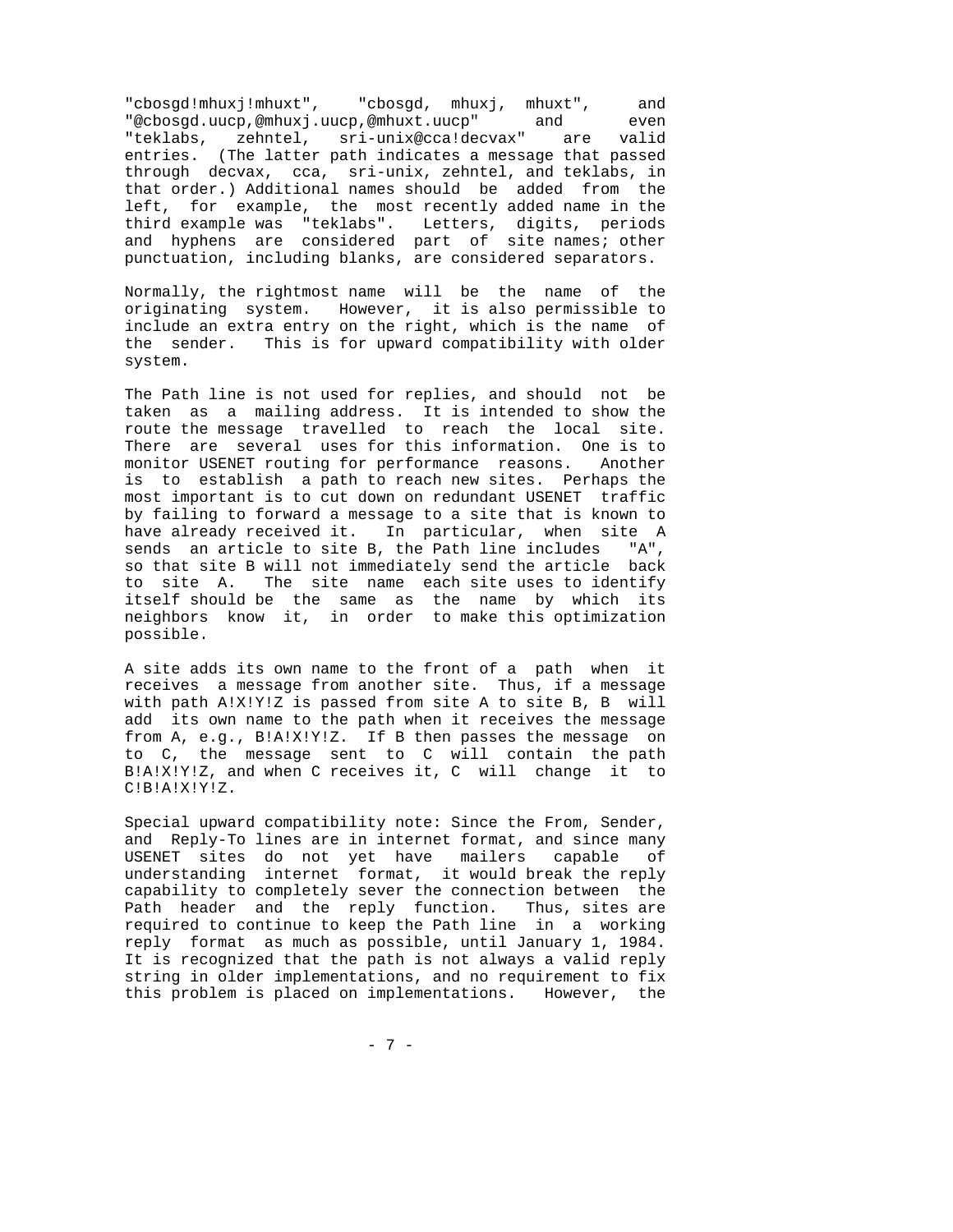"cbosgd!mhuxj!mhuxt", "cbosgd, mhuxj, mhuxt", and "@cbosgd.uucp,@mhuxj.uucp,@mhuxt.uucp" and even "teklabs, zehntel, sri-unix@cca!decvax" are valid entries. (The latter path indicates a message that passed through decvax, cca, sri-unix, zehntel, and teklabs, in that order.) Additional names should be added from the left, for example, the most recently added name in the third example was "teklabs". Letters, digits, periods and hyphens are considered part of site names; other punctuation, including blanks, are considered separators.

Normally, the rightmost name will be the name of the originating system. However, it is also permissible to include an extra entry on the right, which is the name of the sender. This is for upward compatibility with older system.

The Path line is not used for replies, and should not be taken as a mailing address. It is intended to show the route the message travelled to reach the local site. There are several uses for this information. One is to monitor USENET routing for performance reasons. Another is to establish a path to reach new sites. Perhaps the most important is to cut down on redundant USENET traffic by failing to forward a message to a site that is known to have already received it. In particular, when site A sends an article to site B, the Path line includes "A", so that site B will not immediately send the article back to site A. The site name each site uses to identify itself should be the same as the name by which its neighbors know it, in order to make this optimization possible.

A site adds its own name to the front of a path when it receives a message from another site. Thus, if a message with path A!X!Y!Z is passed from site A to site B, B will add its own name to the path when it receives the message from A, e.g., B!A!X!Y!Z. If B then passes the message on to C, the message sent to C will contain the path B!A!X!Y!Z, and when C receives it, C will change it to C!B!A!X!Y!Z.

Special upward compatibility note: Since the From, Sender, and Reply-To lines are in internet format, and since many USENET sites do not yet have mailers capable of understanding internet format, it would break the reply capability to completely sever the connection between the Path header and the reply function. Thus, sites are required to continue to keep the Path line in a working reply format as much as possible, until January 1, 1984. It is recognized that the path is not always a valid reply string in older implementations, and no requirement to fix this problem is placed on implementations. However, the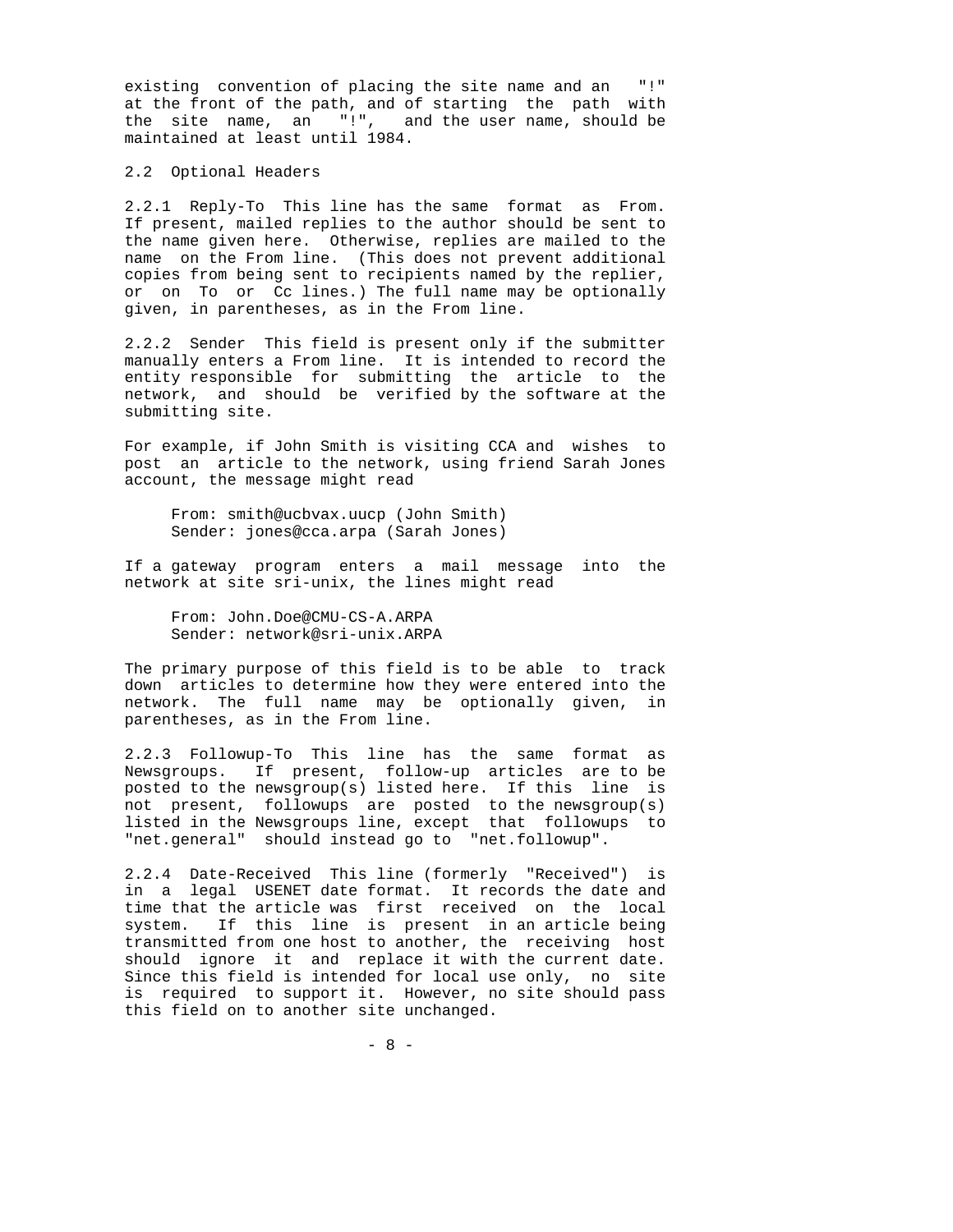existing convention of placing the site name and an "!" at the front of the path, and of starting the path with the site name, an "!", and the user name, should be maintained at least until 1984.

## 2.2 Optional Headers

2.2.1 Reply-To This line has the same format as From. If present, mailed replies to the author should be sent to the name given here. Otherwise, replies are mailed to the name on the From line. (This does not prevent additional copies from being sent to recipients named by the replier, or on To or Cc lines.) The full name may be optionally given, in parentheses, as in the From line.

2.2.2 Sender This field is present only if the submitter manually enters a From line. It is intended to record the entity responsible for submitting the article to the network, and should be verified by the software at the submitting site.

For example, if John Smith is visiting CCA and wishes to post an article to the network, using friend Sarah Jones account, the message might read

```
From: smith@ucbvax.uucp (John Smith)
Sender: jones@cca.arpa (Sarah Jones)
```

If a gateway program enters a mail message into the network at site sri-unix, the lines might read

```
From: John.Doe@CMU-CS-A.ARPA
Sender: network@sri-unix.ARPA
```

The primary purpose of this field is to be able to track down articles to determine how they were entered into the network. The full name may be optionally given, in parentheses, as in the From line.

2.2.3 Followup-To This line has the same format as Newsgroups. If present, follow-up articles are to be posted to the newsgroup(s) listed here. If this line is not present, followups are posted to the newsgroup(s) listed in the Newsgroups line, except that followups to "net.general" should instead go to "net.followup".

2.2.4 Date-Received This line (formerly "Received") is in a legal USENET date format. It records the date and time that the article was first received on the local system. If this line is present in an article being transmitted from one host to another, the receiving host should ignore it and replace it with the current date. Since this field is intended for local use only, no site is required to support it. However, no site should pass this field on to another site unchanged.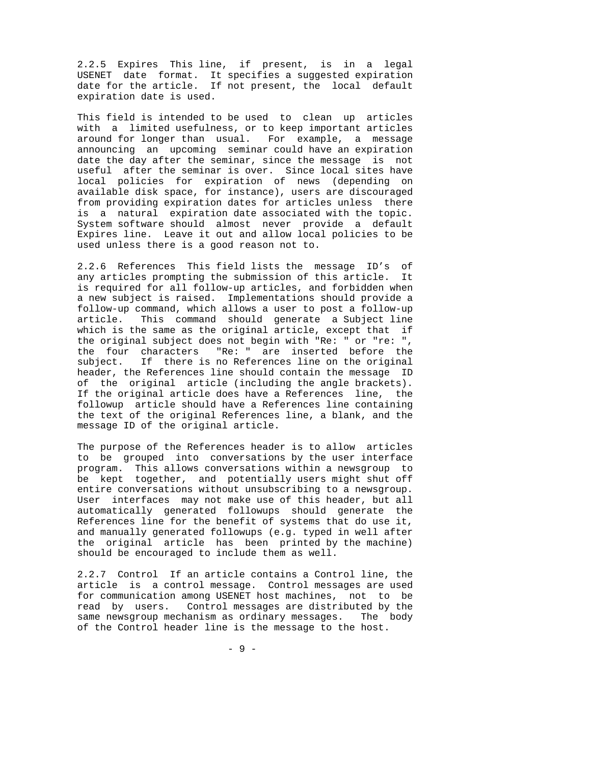2.2.5 Expires This line, if present, is in a legal USENET date format. It specifies a suggested expiration date for the article. If not present, the local default expiration date is used.

This field is intended to be used to clean up articles with a limited usefulness, or to keep important articles around for longer than usual. For example, a message announcing an upcoming seminar could have an expiration date the day after the seminar, since the message is not useful after the seminar is over. Since local sites have local policies for expiration of news (depending on available disk space, for instance), users are discouraged from providing expiration dates for articles unless there is a natural expiration date associated with the topic. System software should almost never provide a default Expires line. Leave it out and allow local policies to be used unless there is a good reason not to.

2.2.6 References This field lists the message ID's of any articles prompting the submission of this article. It is required for all follow-up articles, and forbidden when a new subject is raised. Implementations should provide a follow-up command, which allows a user to post a follow-up article. This command should generate a Subject line which is the same as the original article, except that if the original subject does not begin with "Re: " or "re: ", the four characters "Re: " are inserted before the subject. If there is no References line on the original header, the References line should contain the message ID of the original article (including the angle brackets). If the original article does have a References line, the followup article should have a References line containing the text of the original References line, a blank, and the message ID of the original article.

The purpose of the References header is to allow articles to be grouped into conversations by the user interface program. This allows conversations within a newsgroup to be kept together, and potentially users might shut off entire conversations without unsubscribing to a newsgroup. User interfaces may not make use of this header, but all automatically generated followups should generate the References line for the benefit of systems that do use it, and manually generated followups (e.g. typed in well after the original article has been printed by the machine) should be encouraged to include them as well.

2.2.7 Control If an article contains a Control line, the article is a control message. Control messages are used for communication among USENET host machines, not to be read by users. Control messages are distributed by the same newsgroup mechanism as ordinary messages. The body of the Control header line is the message to the host.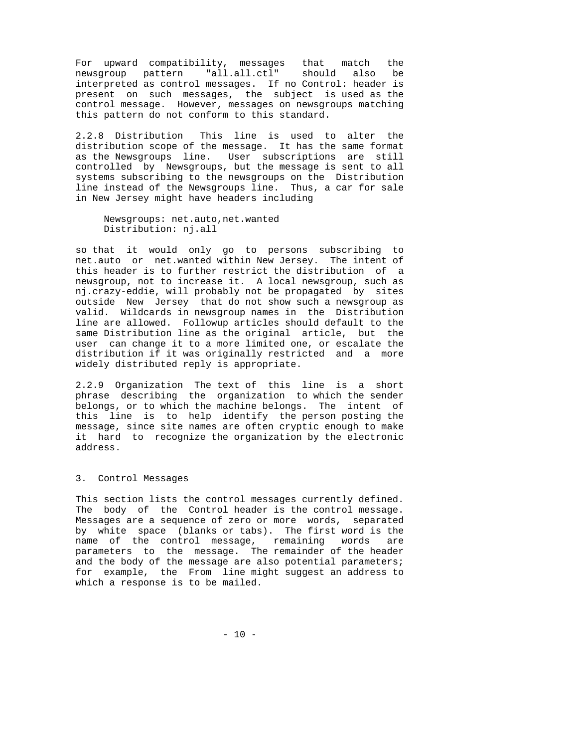For upward compatibility, messages that match the newsgroup pattern "all.all.ctl" should also be interpreted as control messages. If no Control: header is present on such messages, the subject is used as the control message. However, messages on newsgroups matching this pattern do not conform to this standard.

2.2.8 Distribution This line is used to alter the distribution scope of the message. It has the same format as the Newsgroups line. User subscriptions are still controlled by Newsgroups, but the message is sent to all systems subscribing to the newsgroups on the Distribution line instead of the Newsgroups line. Thus, a car for sale in New Jersey might have headers including

```
Newsgroups: net.auto,net.wanted
Distribution: nj.all
```

so that it would only go to persons subscribing to net.auto or net.wanted within New Jersey. The intent of this header is to further restrict the distribution of a newsgroup, not to increase it. A local newsgroup, such as nj.crazy-eddie, will probably not be propagated by sites outside New Jersey that do not show such a newsgroup as valid. Wildcards in newsgroup names in the Distribution line are allowed. Followup articles should default to the same Distribution line as the original article, but the user can change it to a more limited one, or escalate the distribution if it was originally restricted and a more widely distributed reply is appropriate.

2.2.9 Organization The text of this line is a short phrase describing the organization to which the sender belongs, or to which the machine belongs. The intent of this line is to help identify the person posting the message, since site names are often cryptic enough to make it hard to recognize the organization by the electronic address.

## 3. Control Messages

This section lists the control messages currently defined. The body of the Control header is the control message. Messages are a sequence of zero or more words, separated by white space (blanks or tabs). The first word is the name of the control message, remaining words are parameters to the message. The remainder of the header and the body of the message are also potential parameters; for example, the From line might suggest an address to which a response is to be mailed.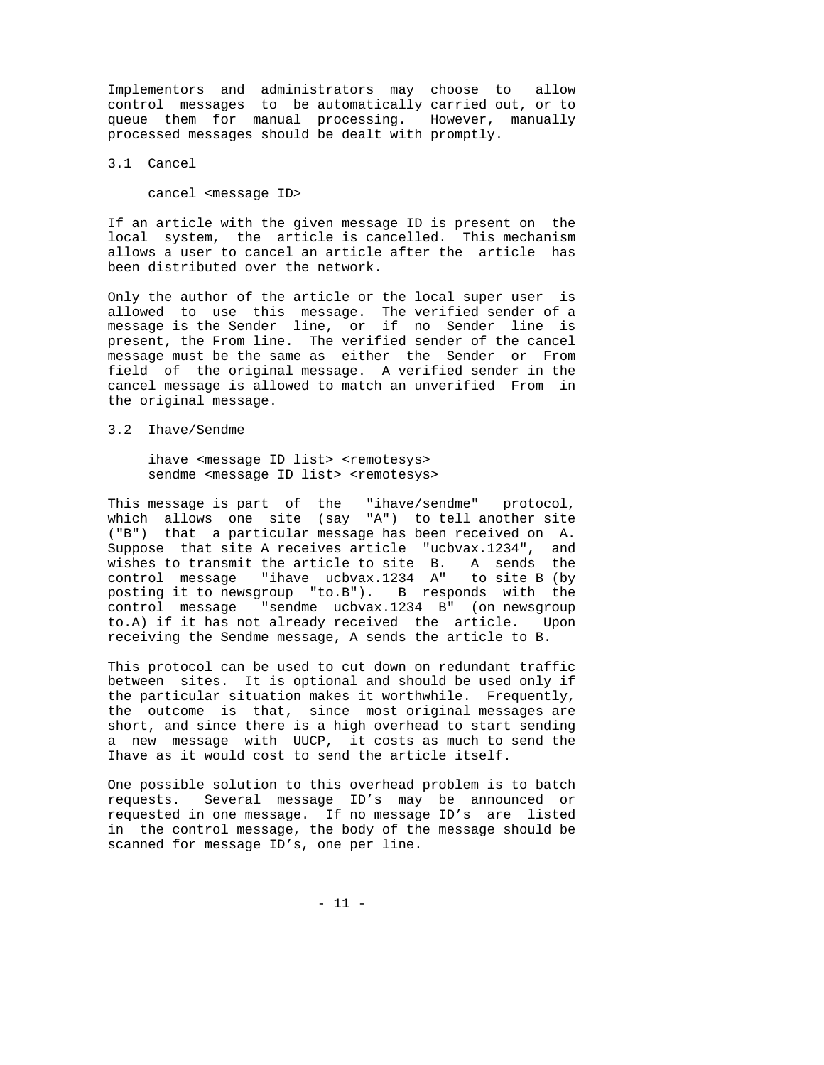Implementors and administrators may choose to allow control messages to be automatically carried out, or to queue them for manual processing. However, manually processed messages should be dealt with promptly.

## 3.1 Cancel

```
cancel <message ID>
```

If an article with the given message ID is present on the local system, the article is cancelled. This mechanism allows a user to cancel an article after the article has been distributed over the network.

Only the author of the article or the local super user is allowed to use this message. The verified sender of a message is the Sender line, or if no Sender line is present, the From line. The verified sender of the cancel message must be the same as either the Sender or From field of the original message. A verified sender in the cancel message is allowed to match an unverified From in the original message.

## 3.2 Ihave/Sendme

```
ihave <message ID list> <remotesys>
sendme <message ID list> <remotesys>
```

This message is part of the "ihave/sendme" protocol, which allows one site (say "A") to tell another site ("B") that a particular message has been received on A. Suppose that site A receives article "ucbvax.1234", and wishes to transmit the article to site B. A sends the control message "ihave ucbvax.1234 A" to site B (by posting it to newsgroup "to.B"). B responds with the control message "sendme ucbvax.1234 B" (on newsgroup to.A) if it has not already received the article. Upon receiving the Sendme message, A sends the article to B.

This protocol can be used to cut down on redundant traffic between sites. It is optional and should be used only if the particular situation makes it worthwhile. Frequently, the outcome is that, since most original messages are short, and since there is a high overhead to start sending a new message with UUCP, it costs as much to send the Ihave as it would cost to send the article itself.

One possible solution to this overhead problem is to batch requests. Several message ID's may be announced or requested in one message. If no message ID's are listed in the control message, the body of the message should be scanned for message ID's, one per line.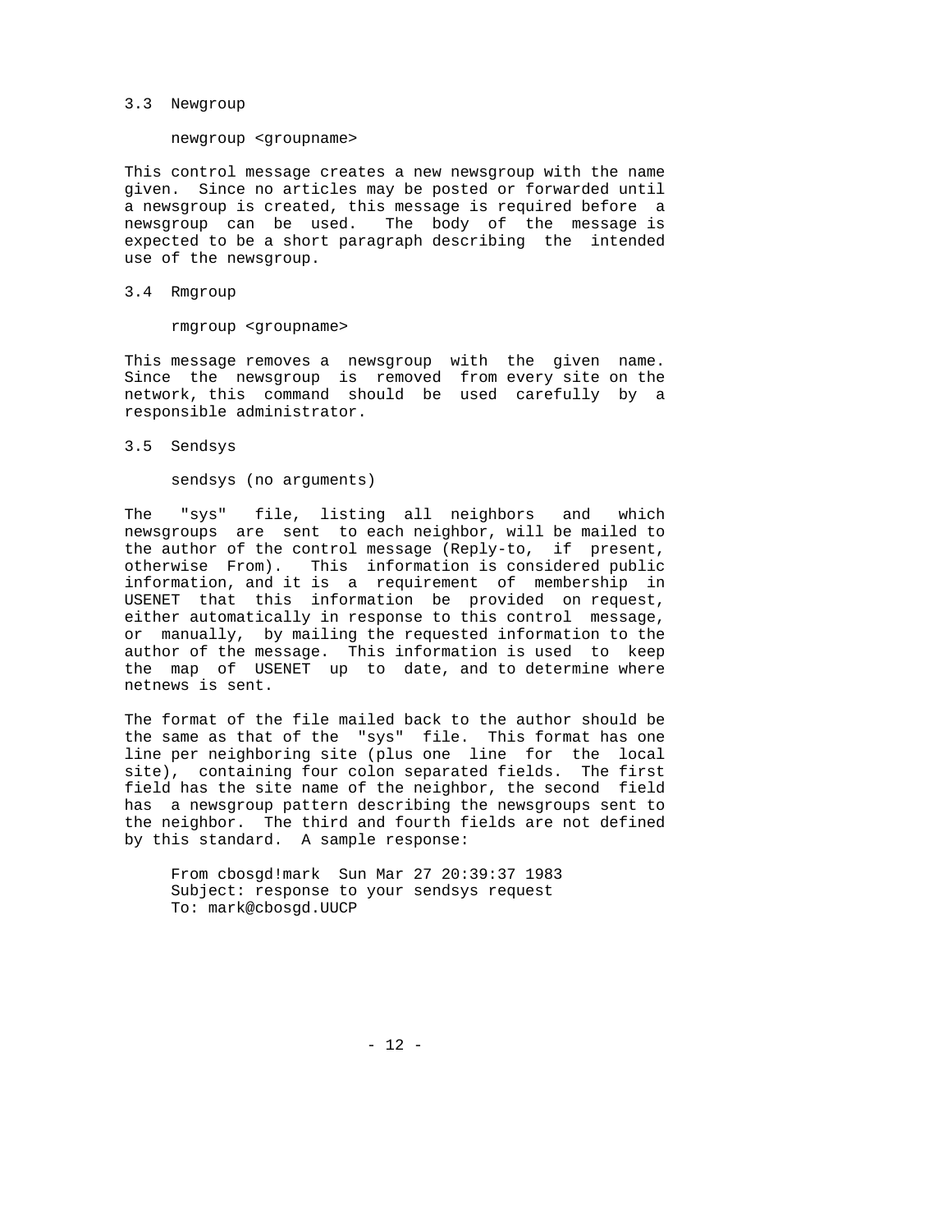## 3.3 Newgroup

```
newgroup <groupname>
```

This control message creates a new newsgroup with the name given. Since no articles may be posted or forwarded until a newsgroup is created, this message is required before a newsgroup can be used. The body of the message is expected to be a short paragraph describing the intended use of the newsgroup.

## 3.4 Rmgroup

```
rmgroup <groupname>
```

This message removes a newsgroup with the given name. Since the newsgroup is removed from every site on the network, this command should be used carefully by a responsible administrator.

## 3.5 Sendsys

```
sendsys (no arguments)
```

The "sys" file, listing all neighbors and which newsgroups are sent to each neighbor, will be mailed to the author of the control message (Reply-to, if present, otherwise From). This information is considered public information, and it is a requirement of membership in USENET that this information be provided on request, either automatically in response to this control message, or manually, by mailing the requested information to the author of the message. This information is used to keep the map of USENET up to date, and to determine where netnews is sent.

The format of the file mailed back to the author should be the same as that of the "sys" file. This format has one line per neighboring site (plus one line for the local site), containing four colon separated fields. The first field has the site name of the neighbor, the second field has a newsgroup pattern describing the newsgroups sent to the neighbor. The third and fourth fields are not defined by this standard. A sample response:

```
From cbosgd!mark  Sun Mar 27 20:39:37 1983
Subject: response to your sendsys request
To: mark@cbosgd.UUCP
```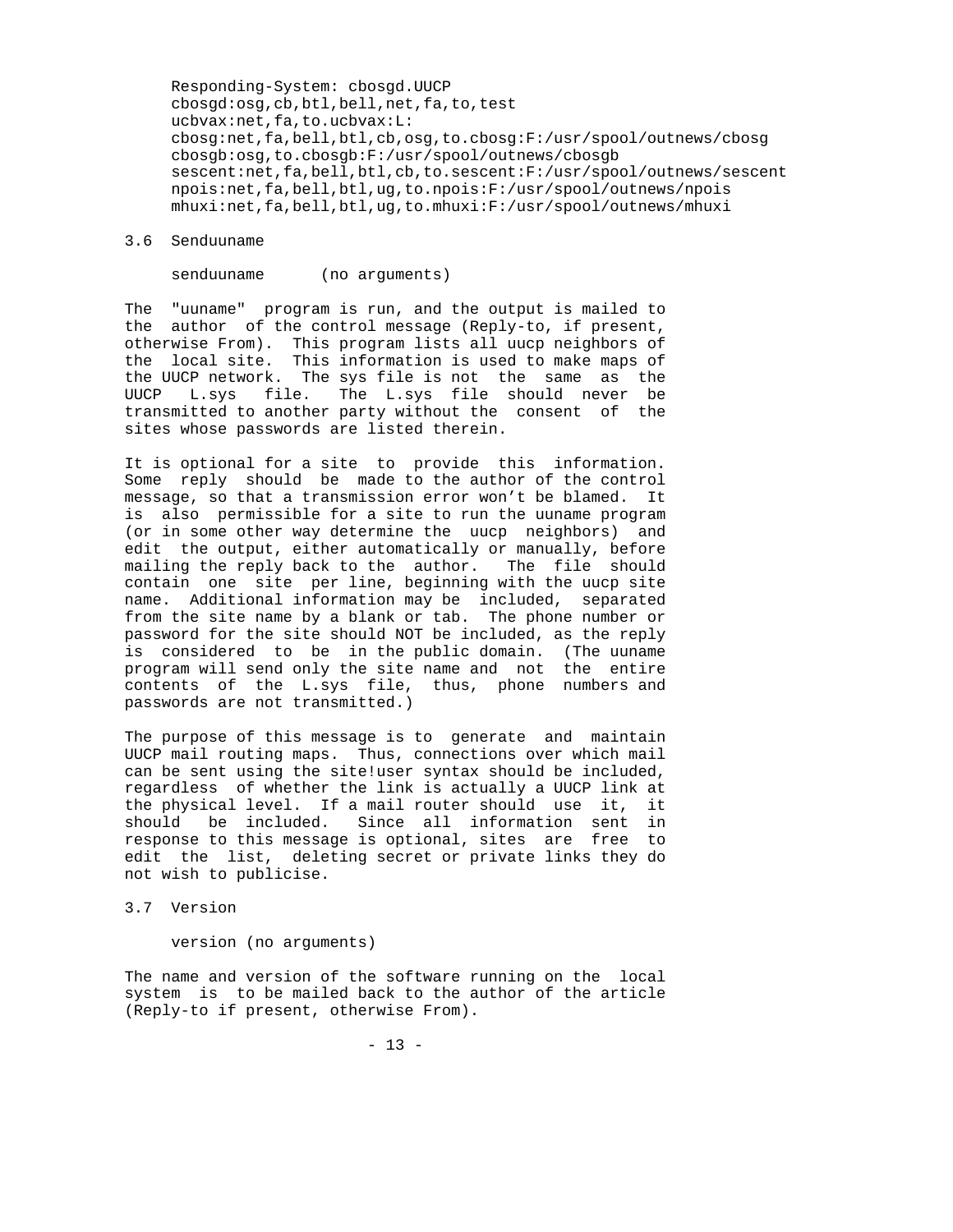```
Responding-System: cbosgd.UUCP
cbosgd:osg,cb,btl,bell,net,fa,to,test
ucbvax:net,fa,to.ucbvax:L:
cbosg:net,fa,bell,btl,cb,osg,to.cbosg:F:/usr/spool/outnews/cbosg
cbosgb:osg,to.cbosgb:F:/usr/spool/outnews/cbosgb
sescent:net,fa,bell,btl,cb,to.sescent:F:/usr/spool/outnews/sescent
npois:net,fa,bell,btl,ug,to.npois:F:/usr/spool/outnews/npois
mhuxi:net,fa,bell,btl,ug,to.mhuxi:F:/usr/spool/outnews/mhuxi
```

### 3.6 Senduuname

```
senduuname      (no arguments)
```

The "uuname" program is run, and the output is mailed to the author of the control message (Reply-to, if present, otherwise From). This program lists all uucp neighbors of the local site. This information is used to make maps of the UUCP network. The sys file is not the same as the UUCP L.sys file. The L.sys file should never be transmitted to another party without the consent of the sites whose passwords are listed therein.

It is optional for a site to provide this information. Some reply should be made to the author of the control message, so that a transmission error won't be blamed. It is also permissible for a site to run the uuname program (or in some other way determine the uucp neighbors) and edit the output, either automatically or manually, before mailing the reply back to the author. The file should contain one site per line, beginning with the uucp site name. Additional information may be included, separated from the site name by a blank or tab. The phone number or password for the site should NOT be included, as the reply is considered to be in the public domain. (The uuname program will send only the site name and not the entire contents of the L.sys file, thus, phone numbers and passwords are not transmitted.)

The purpose of this message is to generate and maintain UUCP mail routing maps. Thus, connections over which mail can be sent using the site!user syntax should be included, regardless of whether the link is actually a UUCP link at the physical level. If a mail router should use it, it should be included. Since all information sent in response to this message is optional, sites are free to edit the list, deleting secret or private links they do not wish to publicise.

### 3.7 Version

```
version (no arguments)
```

The name and version of the software running on the local system is to be mailed back to the author of the article (Reply-to if present, otherwise From).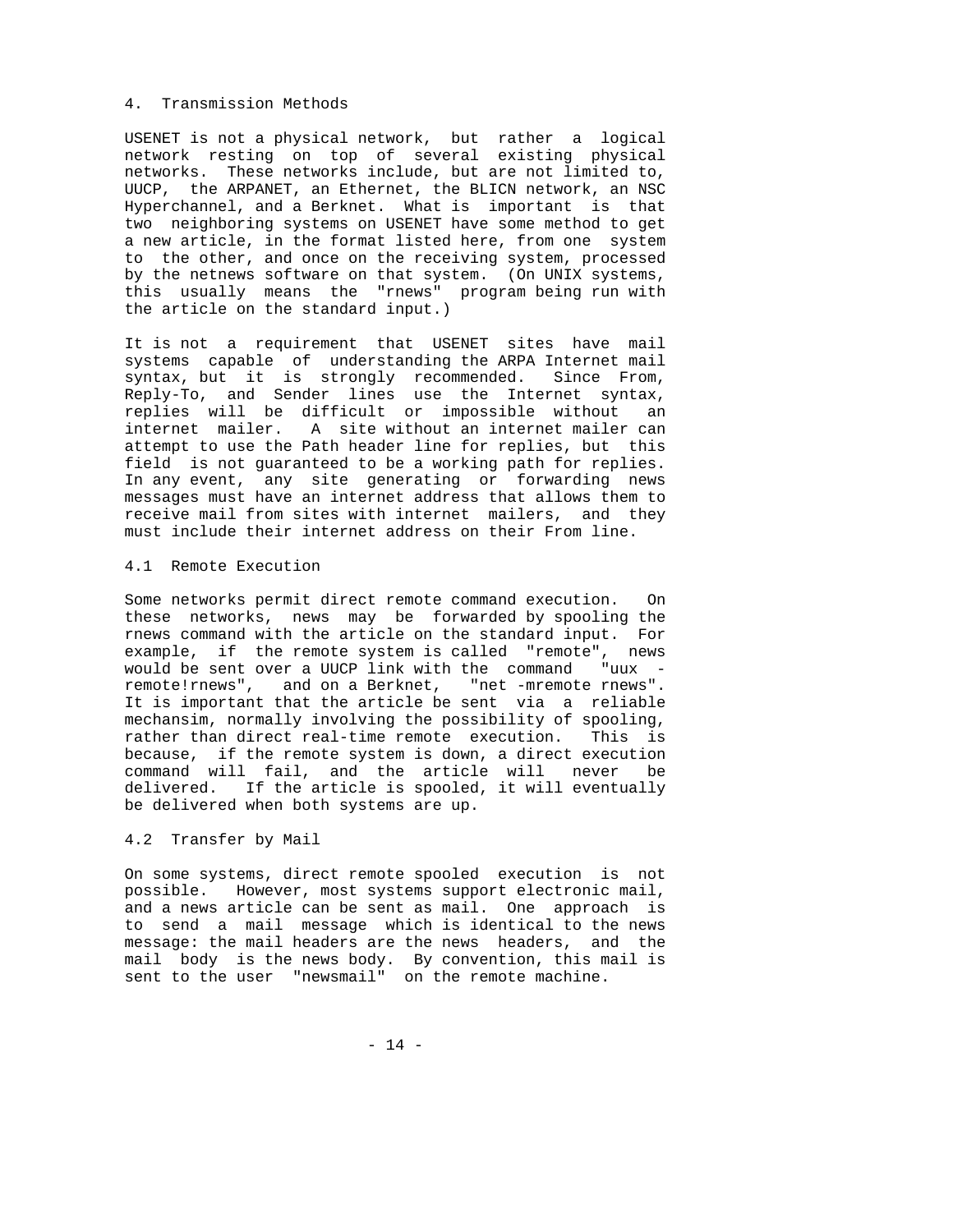## 4. Transmission Methods

USENET is not a physical network, but rather a logical network resting on top of several existing physical networks. These networks include, but are not limited to, UUCP, the ARPANET, an Ethernet, the BLICN network, an NSC Hyperchannel, and a Berknet. What is important is that two neighboring systems on USENET have some method to get a new article, in the format listed here, from one system to the other, and once on the receiving system, processed by the netnews software on that system. (On UNIX systems, this usually means the "rnews" program being run with the article on the standard input.)

It is not a requirement that USENET sites have mail systems capable of understanding the ARPA Internet mail syntax, but it is strongly recommended. Since From, Reply-To, and Sender lines use the Internet syntax, replies will be difficult or impossible without an internet mailer. A site without an internet mailer can attempt to use the Path header line for replies, but this field is not guaranteed to be a working path for replies. In any event, any site generating or forwarding news messages must have an internet address that allows them to receive mail from sites with internet mailers, and they must include their internet address on their From line.

### 4.1 Remote Execution

Some networks permit direct remote command execution. On these networks, news may be forwarded by spooling the rnews command with the article on the standard input. For example, if the remote system is called "remote", news would be sent over a UUCP link with the command "uux - remote!rnews", and on a Berknet, "net -mremote rnews". It is important that the article be sent via a reliable mechansim, normally involving the possibility of spooling, rather than direct real-time remote execution. This is because, if the remote system is down, a direct execution command will fail, and the article will never be delivered. If the article is spooled, it will eventually be delivered when both systems are up.

### 4.2 Transfer by Mail

On some systems, direct remote spooled execution is not possible. However, most systems support electronic mail, and a news article can be sent as mail. One approach is to send a mail message which is identical to the news message: the mail headers are the news headers, and the mail body is the news body. By convention, this mail is sent to the user "newsmail" on the remote machine.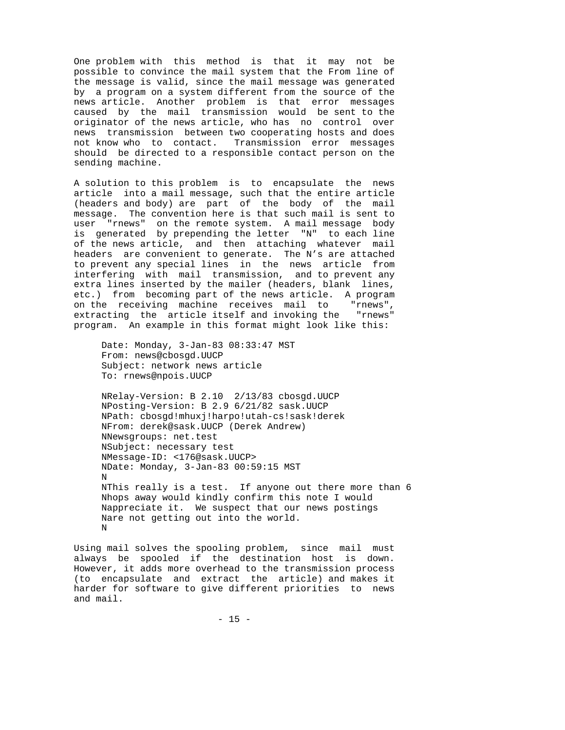One problem with this method is that it may not be possible to convince the mail system that the From line of the message is valid, since the mail message was generated by a program on a system different from the source of the news article. Another problem is that error messages caused by the mail transmission would be sent to the originator of the news article, who has no control over news transmission between two cooperating hosts and does not know who to contact. Transmission error messages should be directed to a responsible contact person on the sending machine.

A solution to this problem is to encapsulate the news article into a mail message, such that the entire article (headers and body) are part of the body of the mail message. The convention here is that such mail is sent to user "rnews" on the remote system. A mail message body is generated by prepending the letter "N" to each line of the news article, and then attaching whatever mail headers are convenient to generate. The N's are attached to prevent any special lines in the news article from interfering with mail transmission, and to prevent any extra lines inserted by the mailer (headers, blank lines, etc.) from becoming part of the news article. A program on the receiving machine receives mail to "rnews", extracting the article itself and invoking the "rnews" program. An example in this format might look like this:

```
Date: Monday, 3-Jan-83 08:33:47 MST
From: news@cbosgd.UUCP
Subject: network news article
To: rnews@npois.UUCP

NRelay-Version: B 2.10  2/13/83 cbosgd.UUCP
NPosting-Version: B 2.9 6/21/82 sask.UUCP
NPath: cbosgd!mhuxj!harpo!utah-cs!sask!derek
NFrom: derek@sask.UUCP (Derek Andrew)
NNewsgroups: net.test
NSubject: necessary test
NMessage-ID: <176@sask.UUCP>
NDate: Monday, 3-Jan-83 00:59:15 MST
N
NThis really is a test.  If anyone out there more than 6
Nhops away would kindly confirm this note I would
Nappreciate it.  We suspect that our news postings
Nare not getting out into the world.
N
```

Using mail solves the spooling problem, since mail must always be spooled if the destination host is down. However, it adds more overhead to the transmission process (to encapsulate and extract the article) and makes it harder for software to give different priorities to news and mail.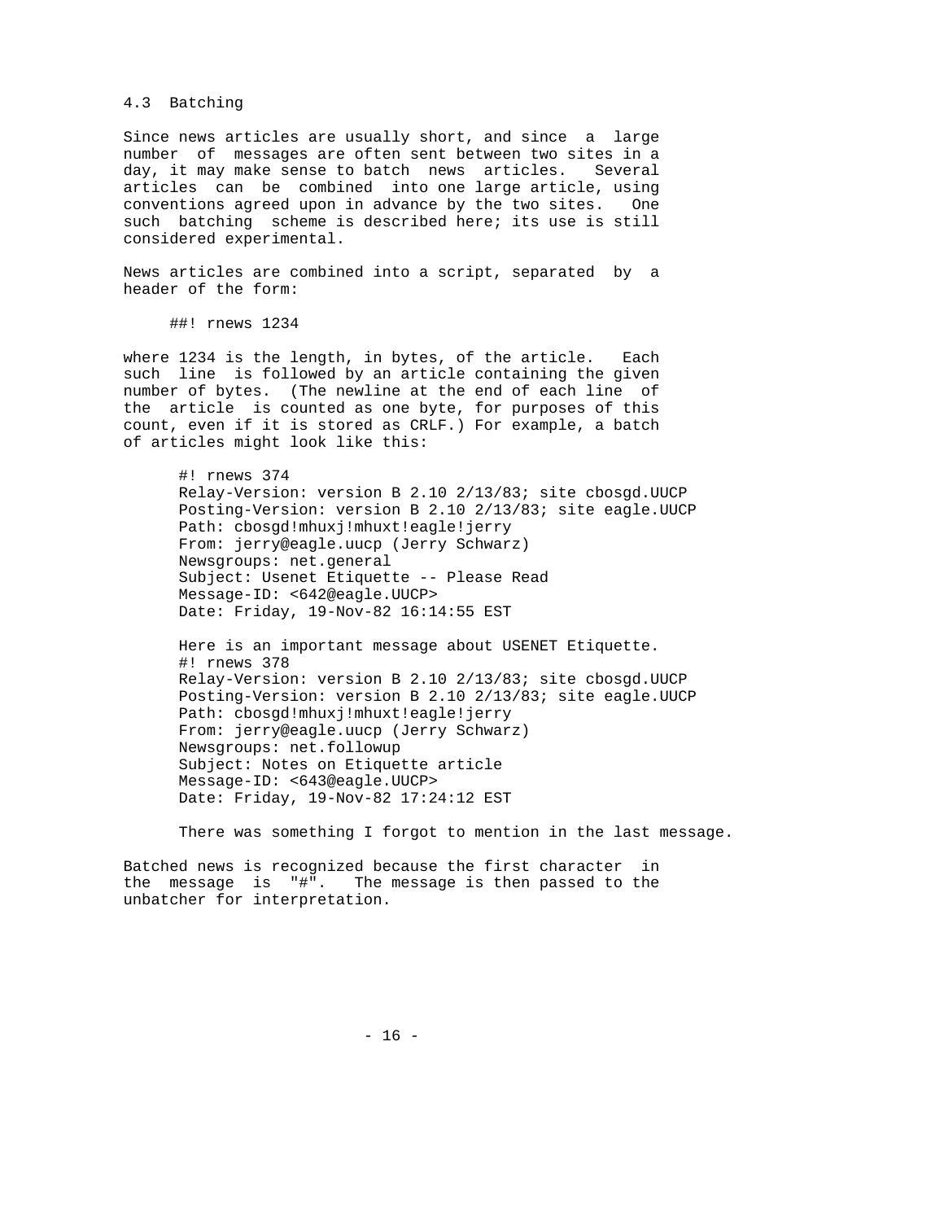### 4.3 Batching

Since news articles are usually short, and since a large number of messages are often sent between two sites in a day, it may make sense to batch news articles. Several articles can be combined into one large article, using conventions agreed upon in advance by the two sites. One such batching scheme is described here; its use is still considered experimental.

News articles are combined into a script, separated by a header of the form:

```
##! rnews 1234
```

where 1234 is the length, in bytes, of the article. Each such line is followed by an article containing the given number of bytes. (The newline at the end of each line of the article is counted as one byte, for purposes of this count, even if it is stored as CRLF.) For example, a batch of articles might look like this:

```
#! rnews 374
Relay-Version: version B 2.10 2/13/83; site cbosgd.UUCP
Posting-Version: version B 2.10 2/13/83; site eagle.UUCP
Path: cbosgd!mhuxj!mhuxt!eagle!jerry
From: jerry@eagle.uucp (Jerry Schwarz)
Newsgroups: net.general
Subject: Usenet Etiquette -- Please Read
Message-ID: <642@eagle.UUCP>
Date: Friday, 19-Nov-82 16:14:55 EST

Here is an important message about USENET Etiquette.
#! rnews 378
Relay-Version: version B 2.10 2/13/83; site cbosgd.UUCP
Posting-Version: version B 2.10 2/13/83; site eagle.UUCP
Path: cbosgd!mhuxj!mhuxt!eagle!jerry
From: jerry@eagle.uucp (Jerry Schwarz)
Newsgroups: net.followup
Subject: Notes on Etiquette article
Message-ID: <643@eagle.UUCP>
Date: Friday, 19-Nov-82 17:24:12 EST

There was something I forgot to mention in the last message.
```

Batched news is recognized because the first character in the message is "#". The message is then passed to the unbatcher for interpretation.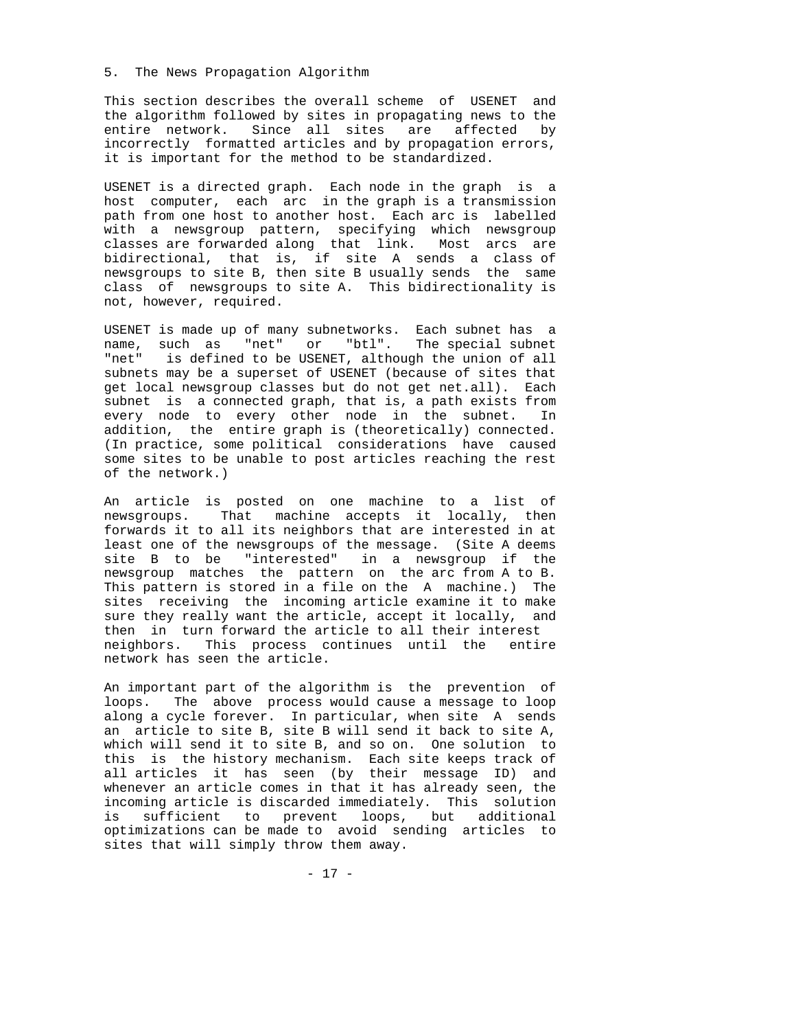## 5. The News Propagation Algorithm

This section describes the overall scheme of USENET and the algorithm followed by sites in propagating news to the entire network. Since all sites are affected by incorrectly formatted articles and by propagation errors, it is important for the method to be standardized.

USENET is a directed graph. Each node in the graph is a host computer, each arc in the graph is a transmission path from one host to another host. Each arc is labelled with a newsgroup pattern, specifying which newsgroup classes are forwarded along that link. Most arcs are bidirectional, that is, if site A sends a class of newsgroups to site B, then site B usually sends the same class of newsgroups to site A. This bidirectionality is not, however, required.

USENET is made up of many subnetworks. Each subnet has a name, such as "net" or "btl". The special subnet "net" is defined to be USENET, although the union of all subnets may be a superset of USENET (because of sites that get local newsgroup classes but do not get net.all). Each subnet is a connected graph, that is, a path exists from every node to every other node in the subnet. In addition, the entire graph is (theoretically) connected. (In practice, some political considerations have caused some sites to be unable to post articles reaching the rest of the network.)

An article is posted on one machine to a list of newsgroups. That machine accepts it locally, then forwards it to all its neighbors that are interested in at least one of the newsgroups of the message. (Site A deems site B to be "interested" in a newsgroup if the newsgroup matches the pattern on the arc from A to B. This pattern is stored in a file on the A machine.) The sites receiving the incoming article examine it to make sure they really want the article, accept it locally, and then in turn forward the article to all their interest neighbors. This process continues until the entire network has seen the article.

An important part of the algorithm is the prevention of loops. The above process would cause a message to loop along a cycle forever. In particular, when site A sends an article to site B, site B will send it back to site A, which will send it to site B, and so on. One solution to this is the history mechanism. Each site keeps track of all articles it has seen (by their message ID) and whenever an article comes in that it has already seen, the incoming article is discarded immediately. This solution is sufficient to prevent loops, but additional optimizations can be made to avoid sending articles to sites that will simply throw them away.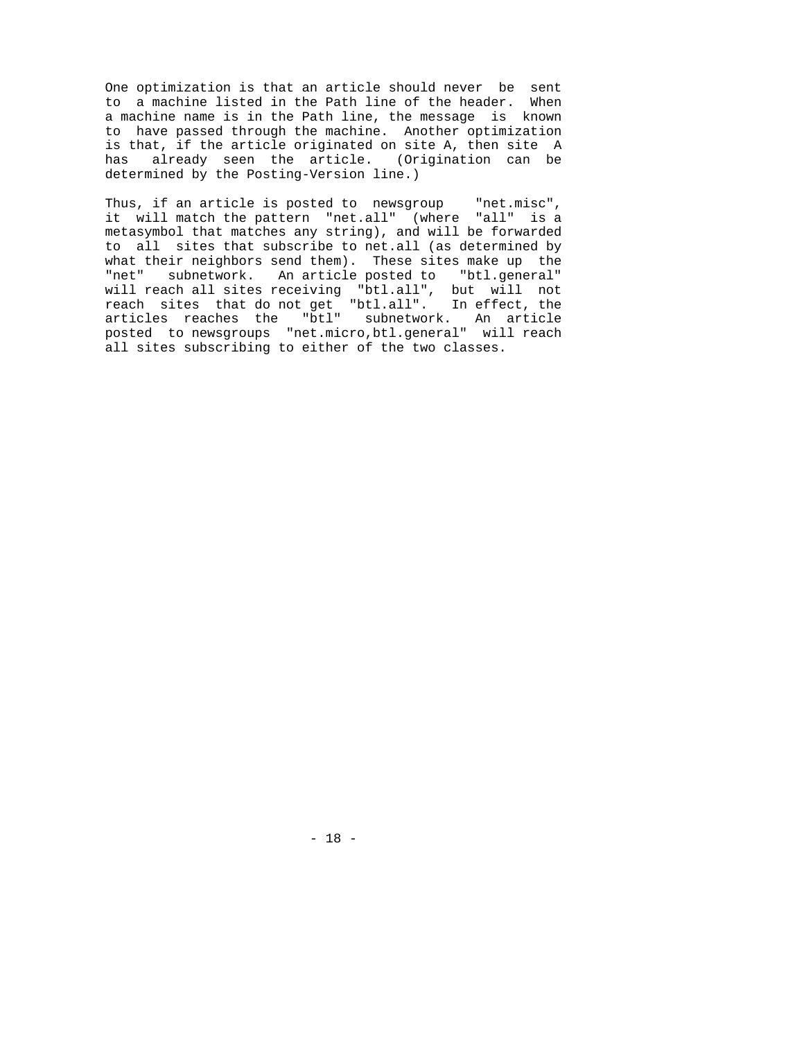One optimization is that an article should never be sent to a machine listed in the Path line of the header. When a machine name is in the Path line, the message is known to have passed through the machine. Another optimization is that, if the article originated on site A, then site A has already seen the article. (Origination can be determined by the Posting-Version line.)

Thus, if an article is posted to newsgroup "net.misc", it will match the pattern "net.all" (where "all" is a metasymbol that matches any string), and will be forwarded to all sites that subscribe to net.all (as determined by what their neighbors send them). These sites make up the "net" subnetwork. An article posted to "btl.general" will reach all sites receiving "btl.all", but will not reach sites that do not get "btl.all". In effect, the articles reaches the "btl" subnetwork. An article posted to newsgroups "net.micro,btl.general" will reach all sites subscribing to either of the two classes.